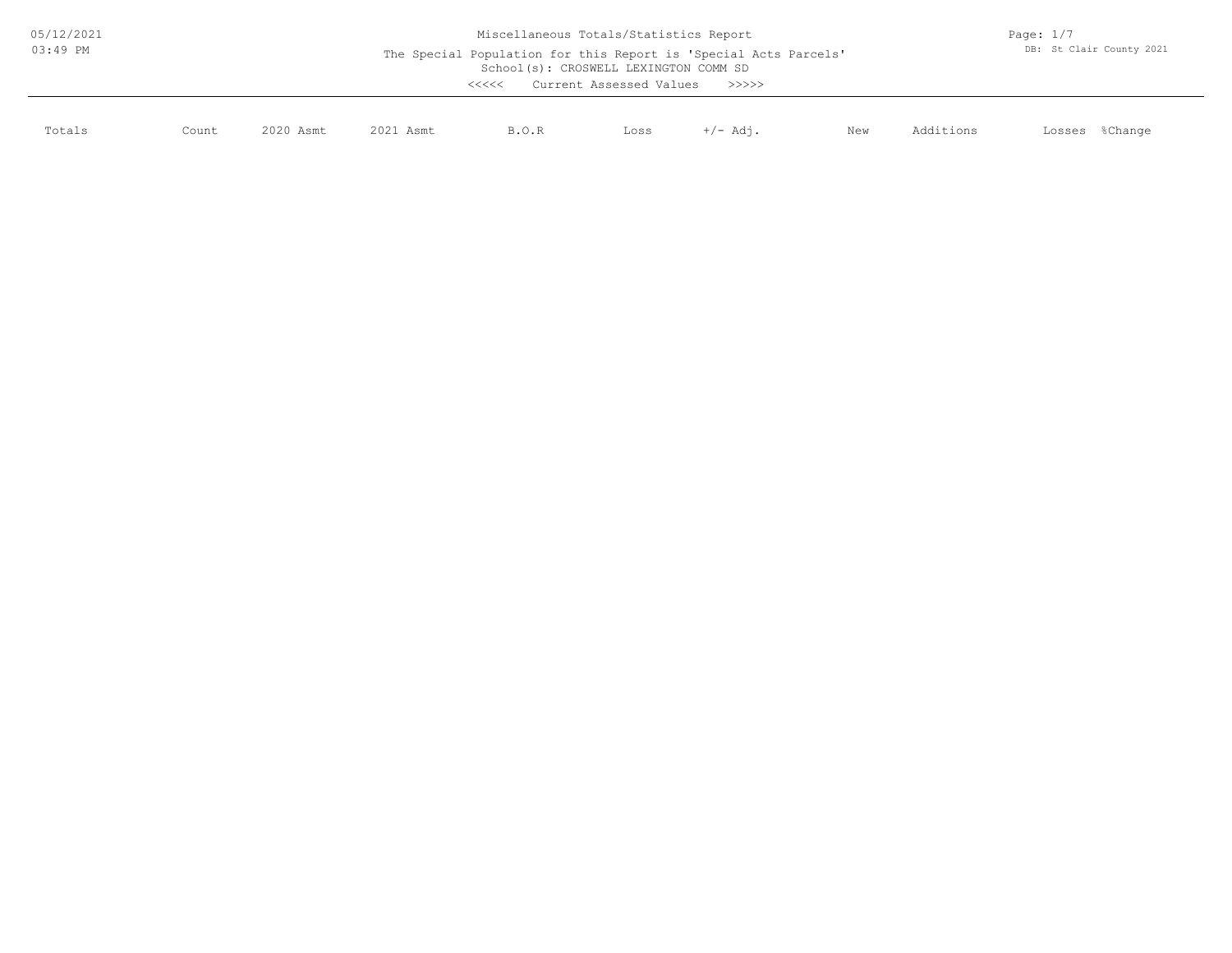# Miscellaneous Totals/Statistics Report

The Special Population for this Report is 'Special Acts Parcels'

School(s): CROSWELL LEXINGTON COMM SD

<<<<< Current Assessed Values >>>>>

| Totals | Count | 2020 Asmt | 2021 Asmt | B.O.R | Loss | +/- Adj. | New | Additions | Losses | %Change |
|---|---|---|---|---|---|---|---|---|---|---|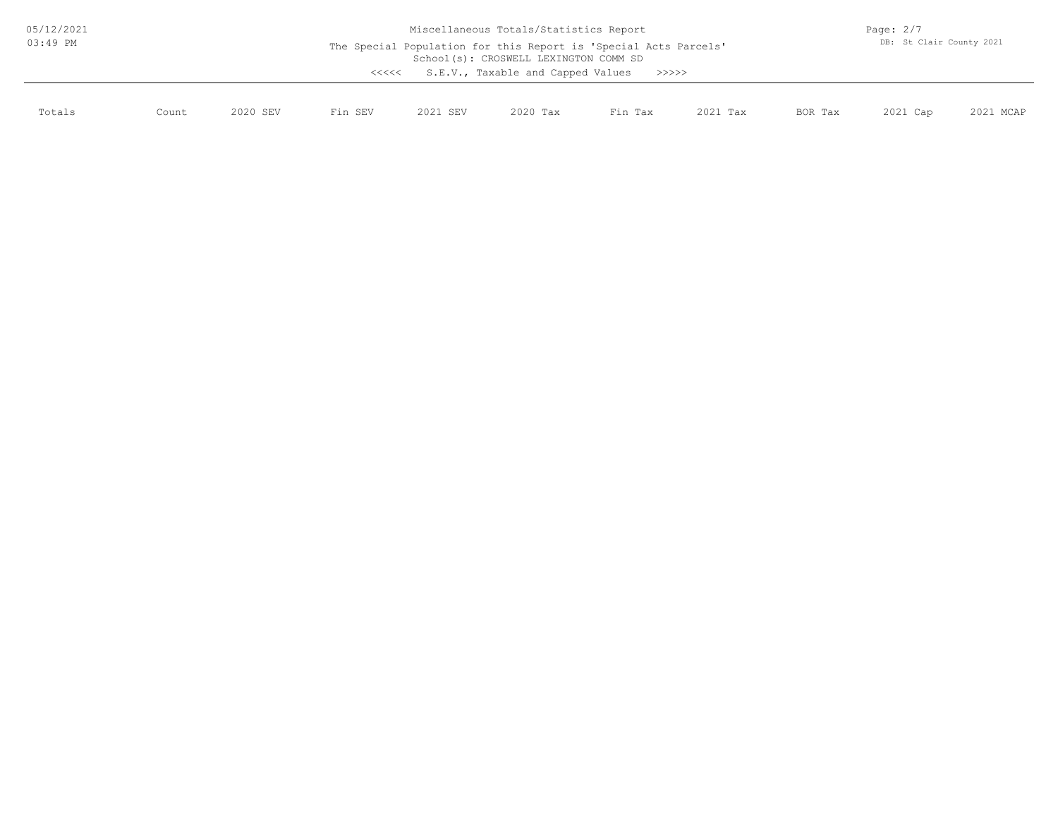Miscellaneous Totals/Statistics Report

The Special Population for this Report is 'Special Acts Parcels'

School(s): CROSWELL LEXINGTON COMM SD

<<<<< S.E.V., Taxable and Capped Values >>>>>

| Totals | Count | 2020 SEV | Fin SEV | 2021 SEV | 2020 Tax | Fin Tax | 2021 Tax | BOR Tax | 2021 Cap | 2021 MCAP |
|---|---|---|---|---|---|---|---|---|---|---|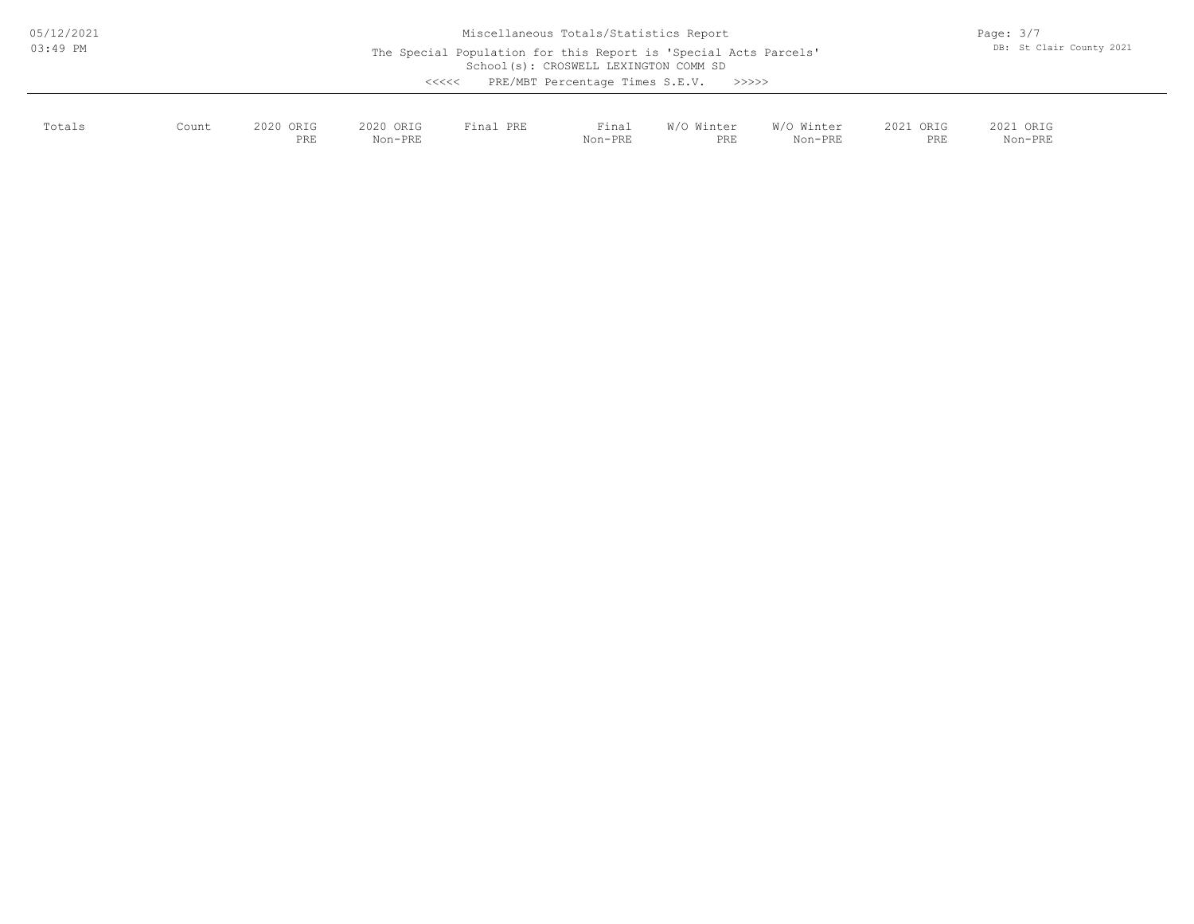Miscellaneous Totals/Statistics Report

The Special Population for this Report is 'Special Acts Parcels'

School(s): CROSWELL LEXINGTON COMM SD

<<<<< PRE/MBT Percentage Times S.E.V. >>>>>

| Totals | Count | 2020 ORIG PRE | 2020 ORIG Non-PRE | Final PRE | Final Non-PRE | W/O Winter PRE | W/O Winter Non-PRE | 2021 ORIG PRE | 2021 ORIG Non-PRE |
|---|---|---|---|---|---|---|---|---|---|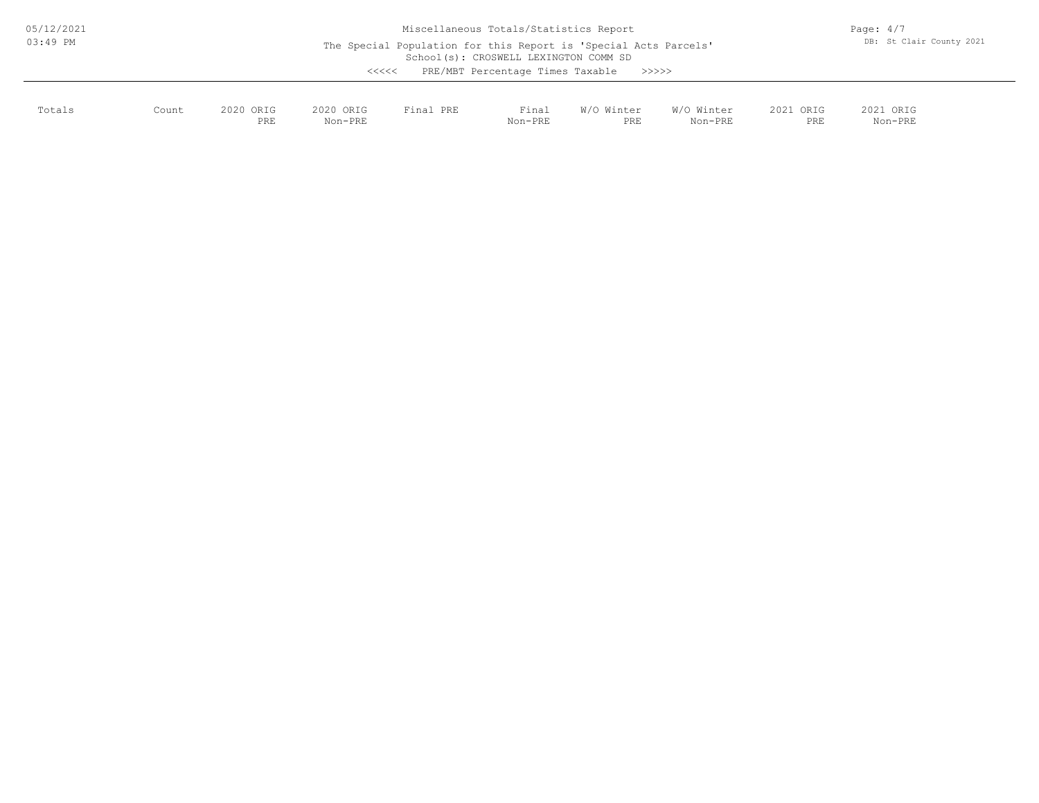Miscellaneous Totals/Statistics Report

The Special Population for this Report is 'Special Acts Parcels'

School(s): CROSWELL LEXINGTON COMM SD

<<<<< PRE/MBT Percentage Times Taxable >>>>>

| Totals | Count | 2020 ORIG PRE | 2020 ORIG Non-PRE | Final PRE | Final Non-PRE | W/O Winter PRE | W/O Winter Non-PRE | 2021 ORIG PRE | 2021 ORIG Non-PRE |
|---|---|---|---|---|---|---|---|---|---|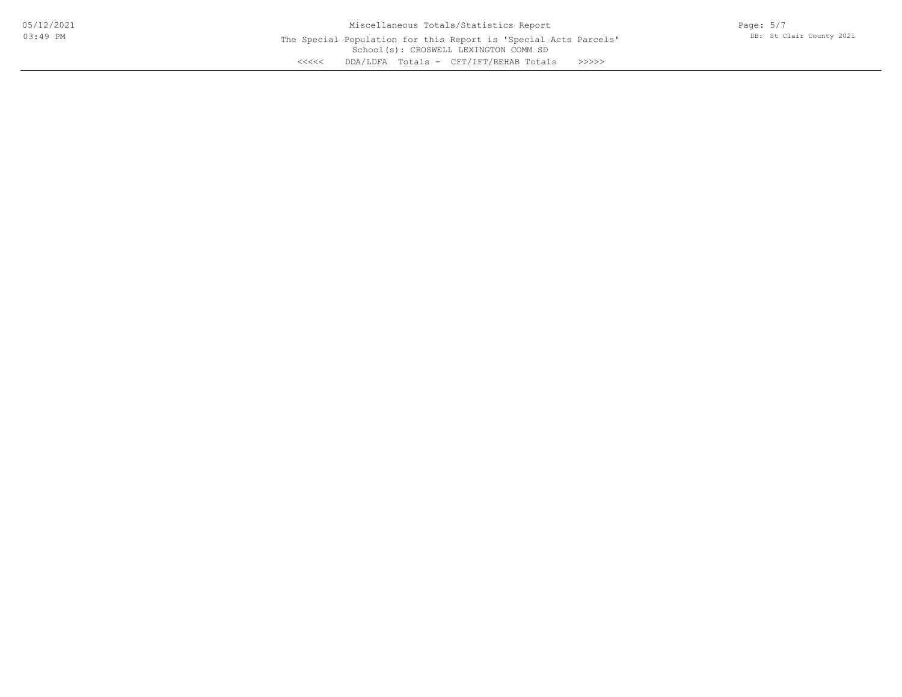# Miscellaneous Totals/Statistics Report

The Special Population for this Report is 'Special Acts Parcels'

School(s): CROSWELL LEXINGTON COMM SD

<<<<< DDA/LDFA Totals - CFT/IFT/REHAB Totals >>>>>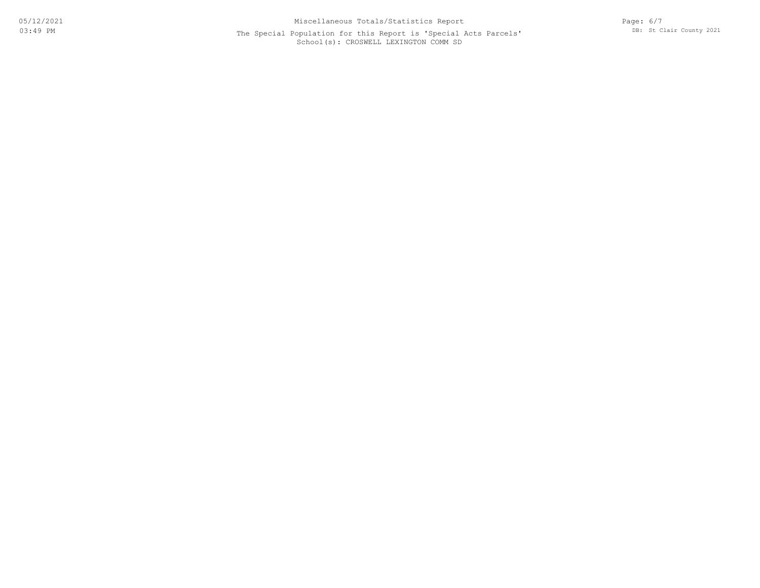Miscellaneous Totals/Statistics Report

The Special Population for this Report is 'Special Acts Parcels'

School(s): CROSWELL LEXINGTON COMM SD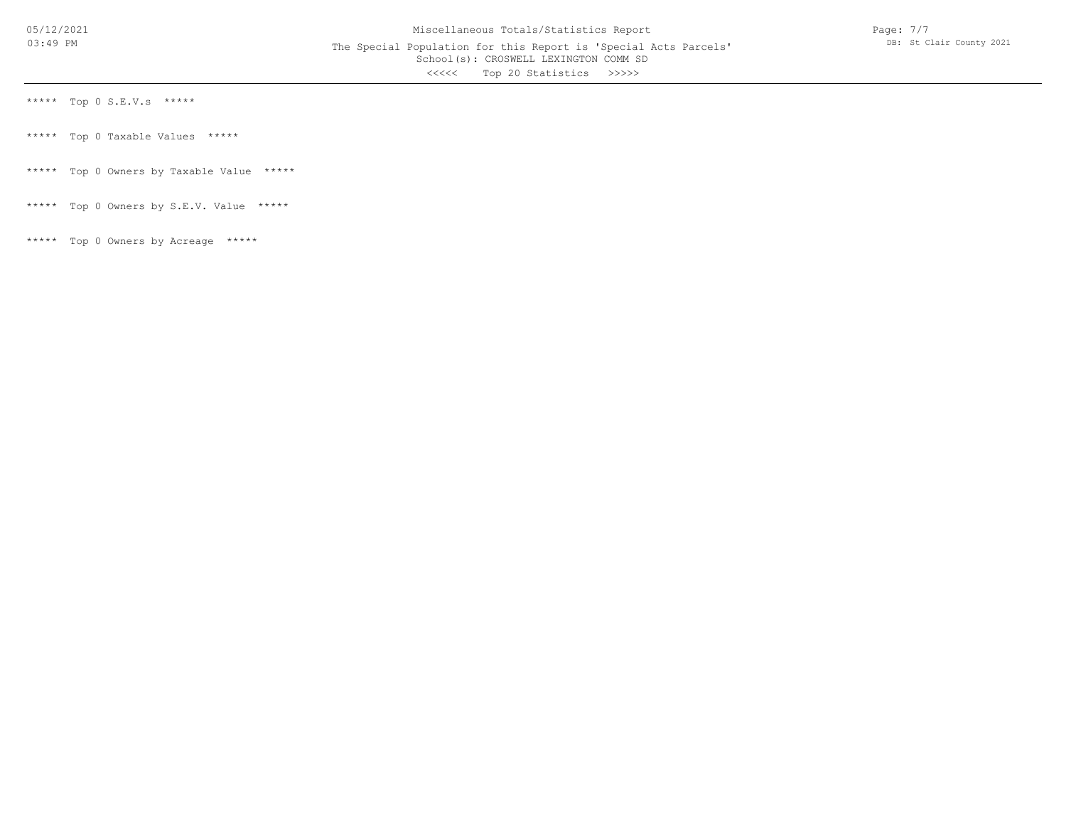Miscellaneous Totals/Statistics Report

The Special Population for this Report is 'Special Acts Parcels'

School(s): CROSWELL LEXINGTON COMM SD

<<<<< Top 20 Statistics >>>>>

***** Top 0 S.E.V.s *****

***** Top 0 Taxable Values *****

***** Top 0 Owners by Taxable Value *****

***** Top 0 Owners by S.E.V. Value *****

***** Top 0 Owners by Acreage *****